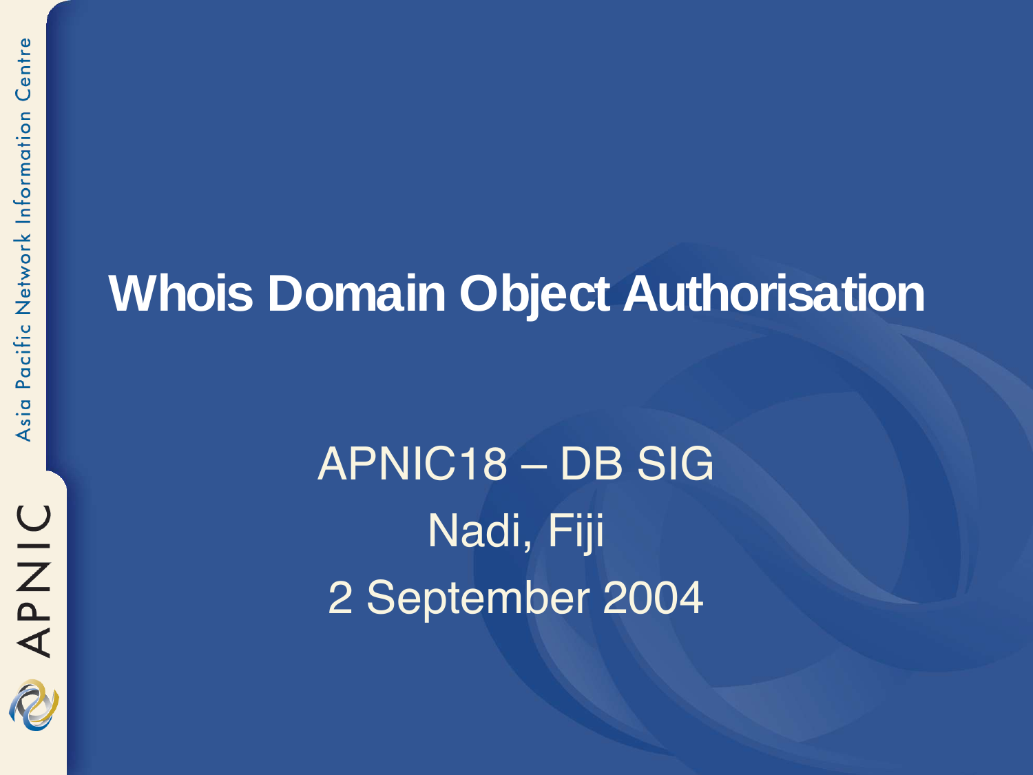# Whois Domain Object Authorisation

APNIC18 – DB SIG

Nadi, Fiji

2 September 2004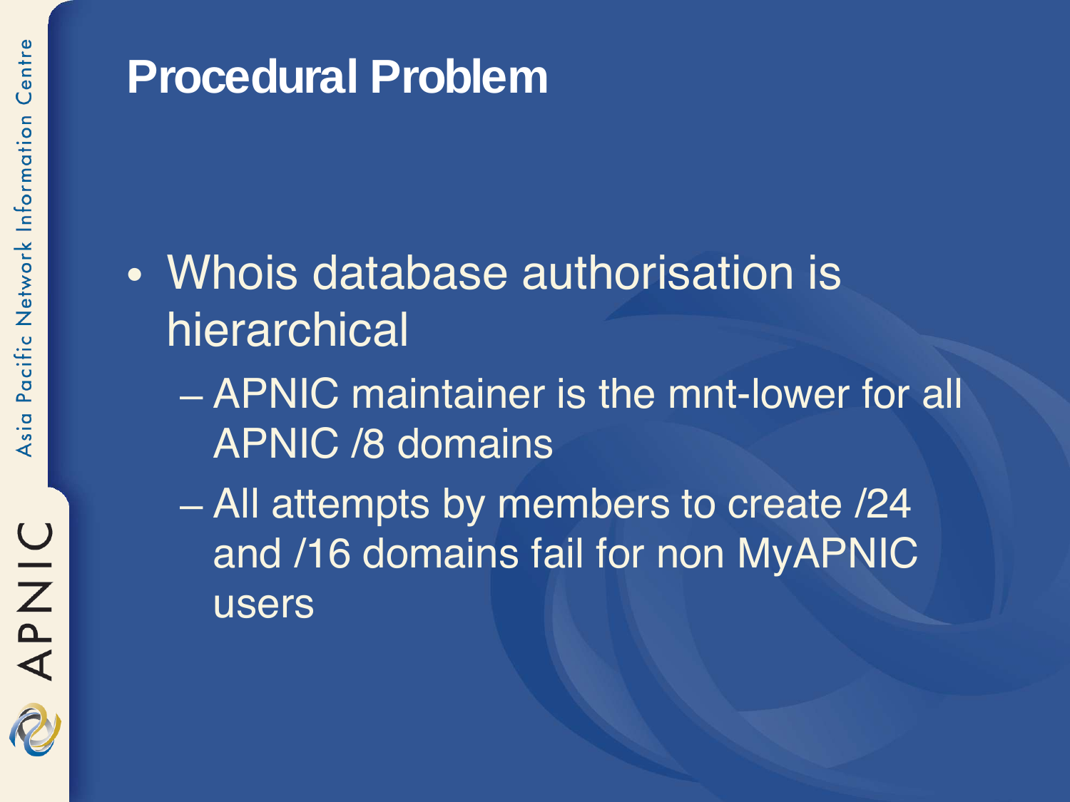# Procedural Problem

- Whois database authorisation is hierarchical
  - APNIC maintainer is the mnt-lower for all APNIC /8 domains
  - All attempts by members to create /24 and /16 domains fail for non MyAPNIC users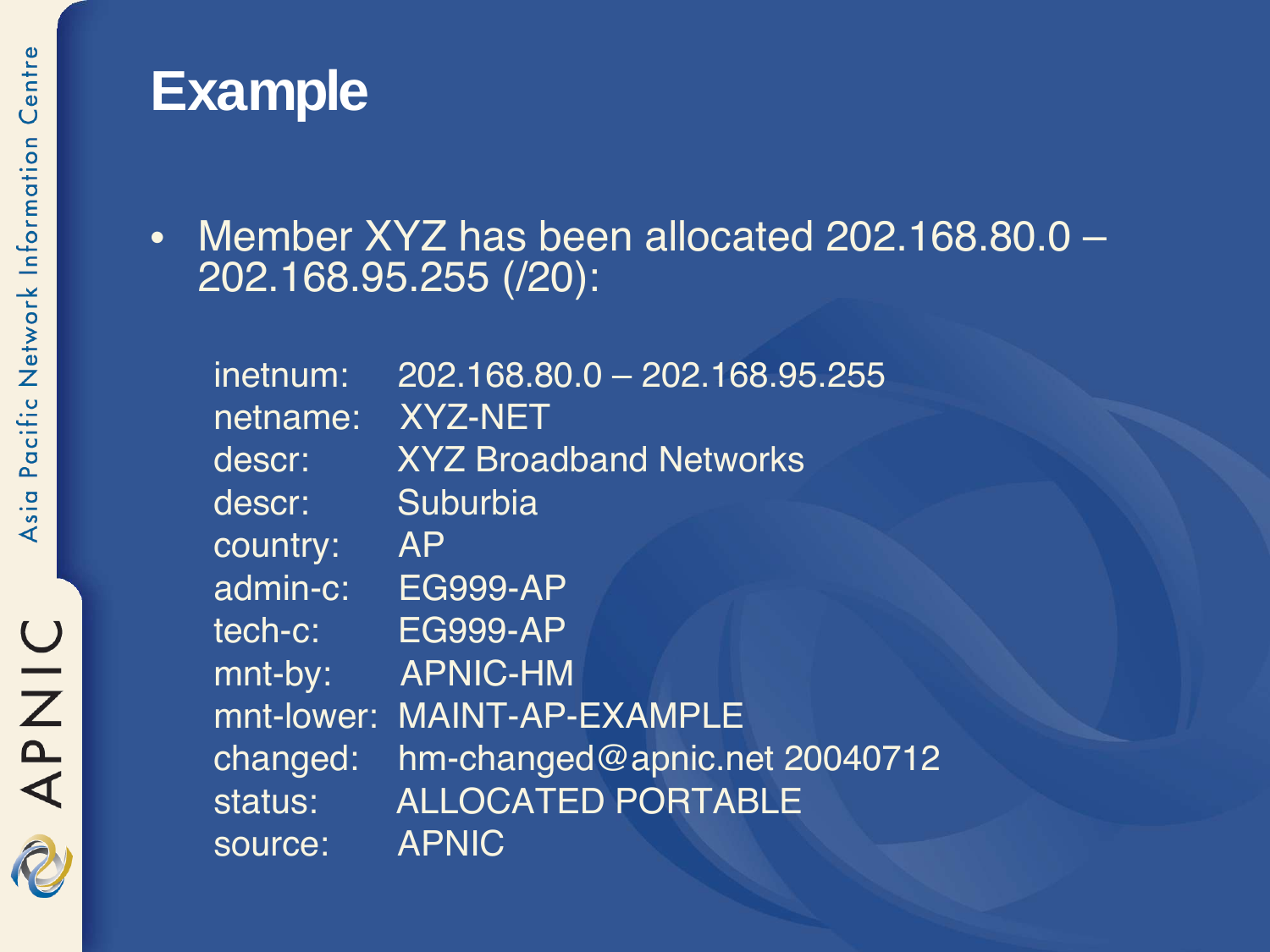# Example

- Member XYZ has been allocated 202.168.80.0 – 202.168.95.255 (/20):

```
inetnum:    202.168.80.0 – 202.168.95.255
netname:    XYZ-NET
descr:      XYZ Broadband Networks
descr:      Suburbia
country:    AP
admin-c:    EG999-AP
tech-c:     EG999-AP
mnt-by:     APNIC-HM
mnt-lower:  MAINT-AP-EXAMPLE
changed:    hm-changed@apnic.net 20040712
status:     ALLOCATED PORTABLE
source:     APNIC
```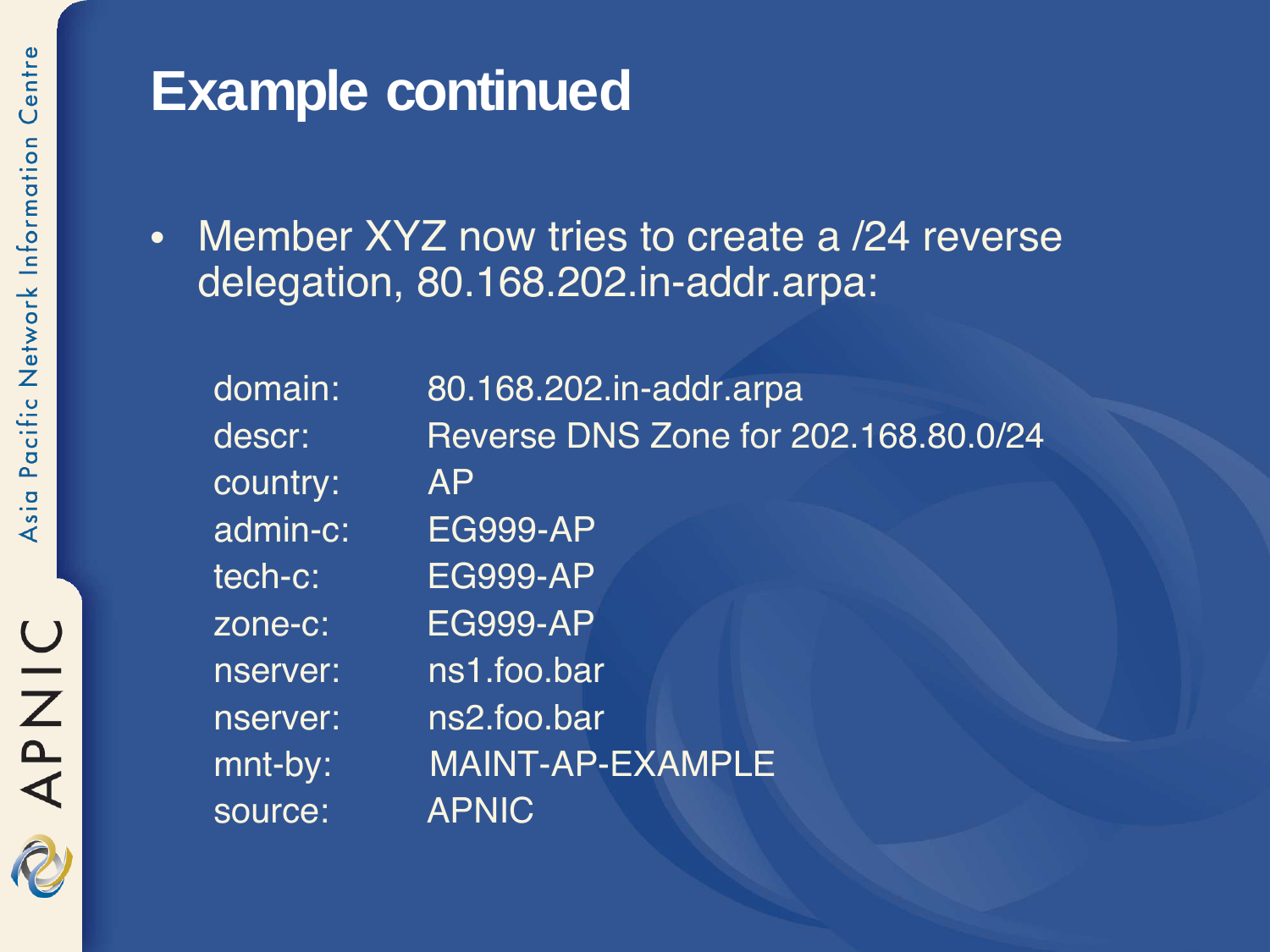# Example continued

- Member XYZ now tries to create a /24 reverse delegation, 80.168.202.in-addr.arpa:

```
domain:     80.168.202.in-addr.arpa
descr:      Reverse DNS Zone for 202.168.80.0/24
country:    AP
admin-c:    EG999-AP
tech-c:     EG999-AP
zone-c:     EG999-AP
nserver:    ns1.foo.bar
nserver:    ns2.foo.bar
mnt-by:     MAINT-AP-EXAMPLE
source:     APNIC
```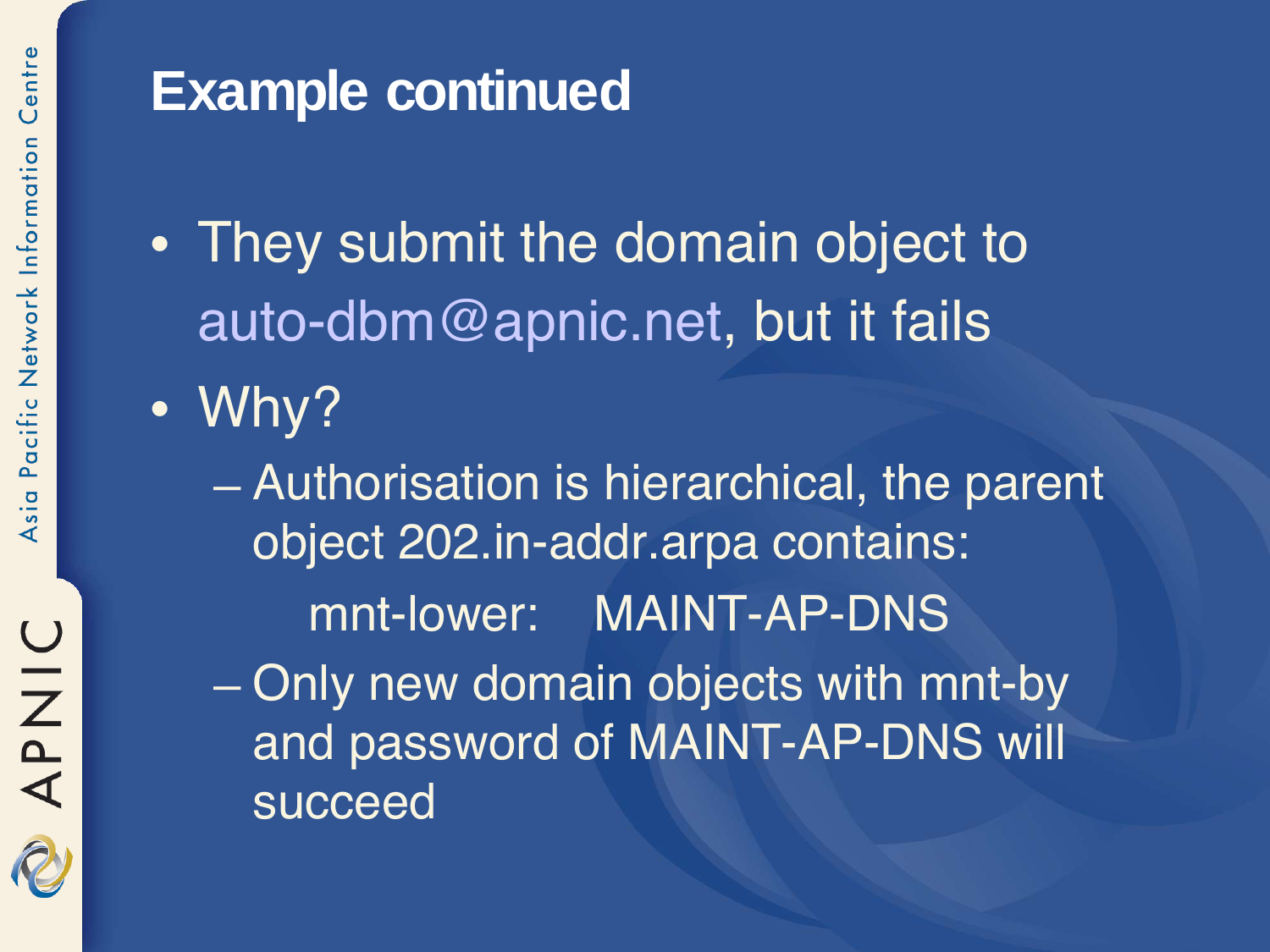# Example continued

- They submit the domain object to auto-dbm@apnic.net, but it fails
- Why?
  - Authorisation is hierarchical, the parent object 202.in-addr.arpa contains:

    mnt-lower:    MAINT-AP-DNS

  - Only new domain objects with mnt-by and password of MAINT-AP-DNS will succeed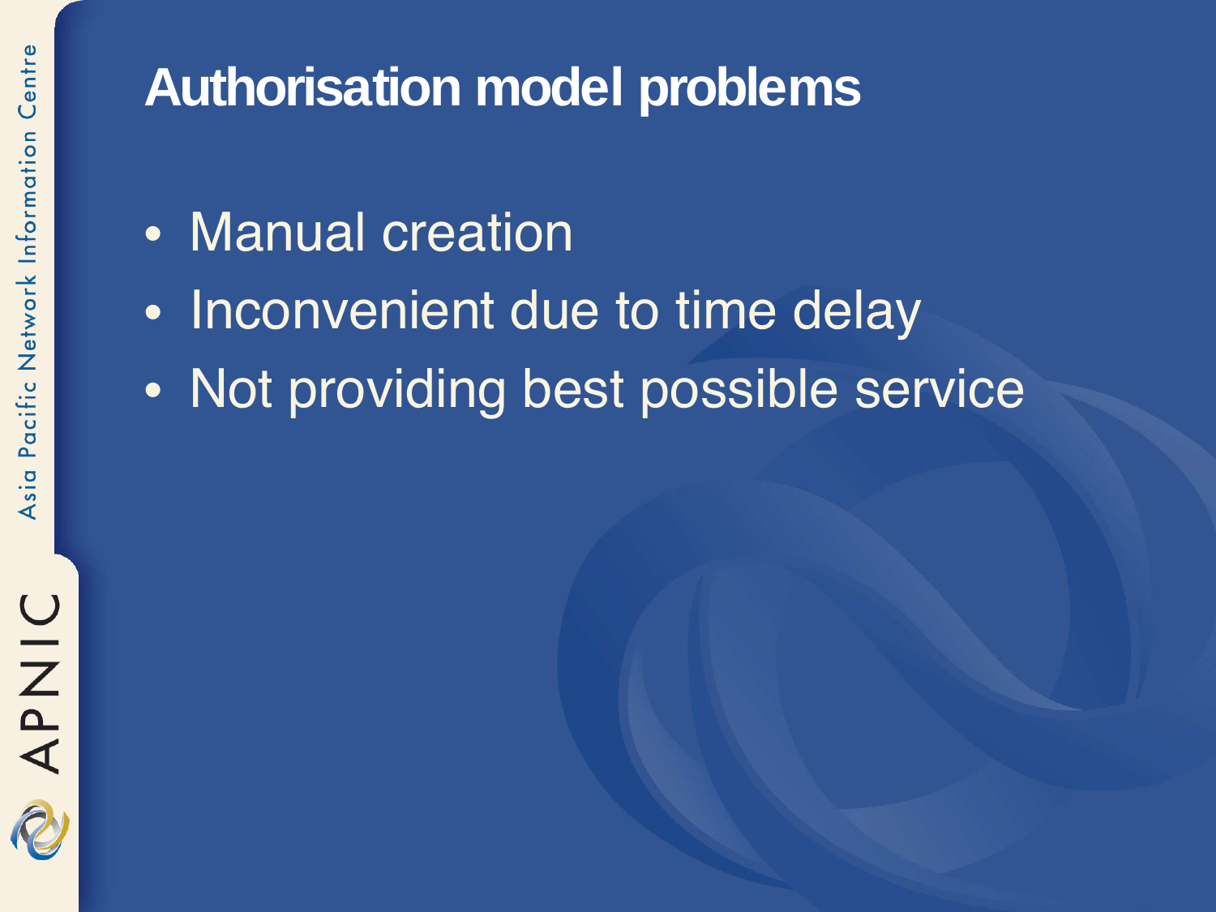# Authorisation model problems

- Manual creation
- Inconvenient due to time delay
- Not providing best possible service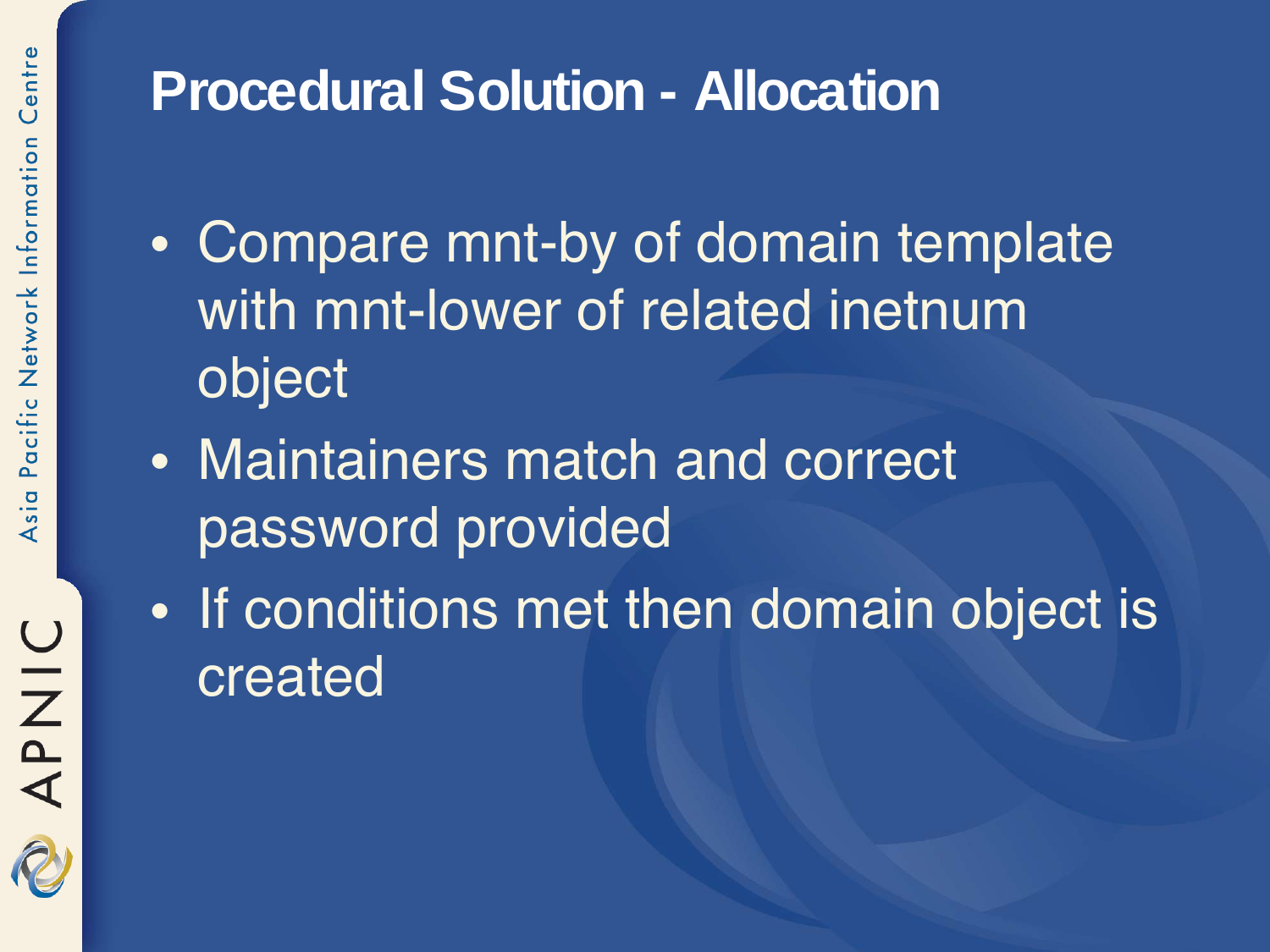# Procedural Solution - Allocation

- Compare mnt-by of domain template with mnt-lower of related inetnum object
- Maintainers match and correct password provided
- If conditions met then domain object is created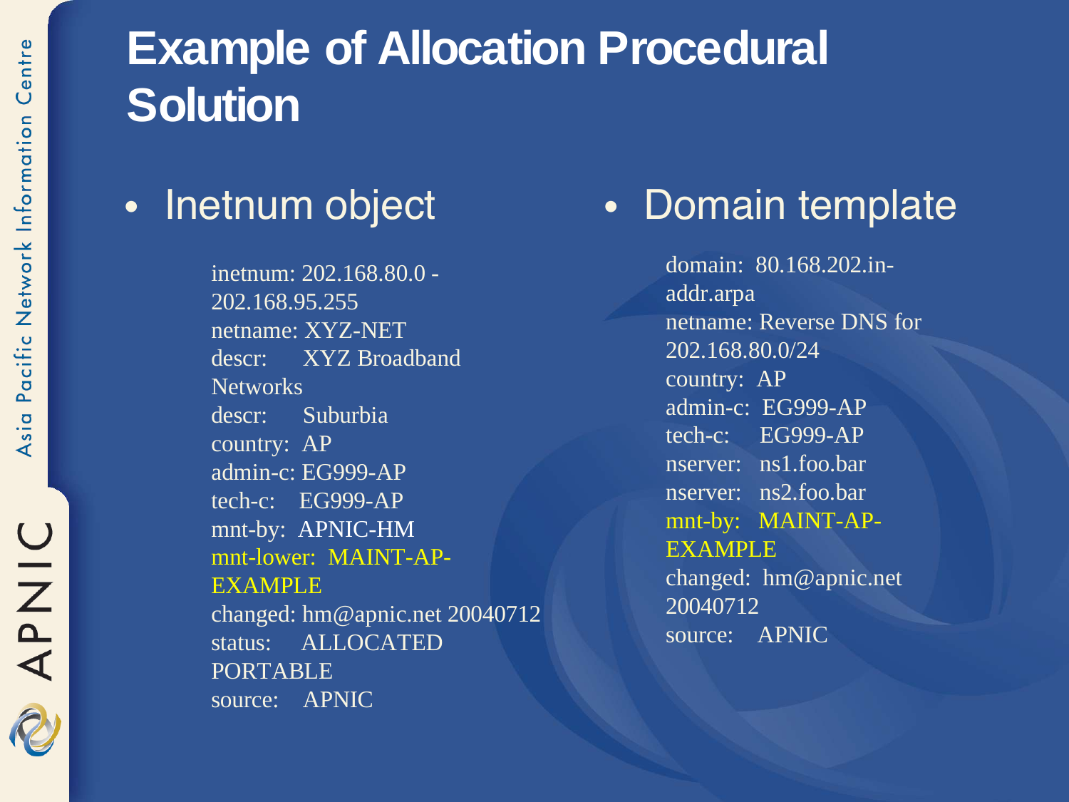# Example of Allocation Procedural Solution

- Inetnum object

```
inetnum: 202.168.80.0 - 202.168.95.255
netname: XYZ-NET
descr:      XYZ Broadband Networks
descr:      Suburbia
country:  AP
admin-c: EG999-AP
tech-c:    EG999-AP
mnt-by:  APNIC-HM
mnt-lower:  MAINT-AP-EXAMPLE
changed: hm@apnic.net 20040712
status:     ALLOCATED PORTABLE
source:    APNIC
```

- Domain template

```
domain:  80.168.202.in-addr.arpa
netname: Reverse DNS for 202.168.80.0/24
country:  AP
admin-c:  EG999-AP
tech-c:     EG999-AP
nserver:   ns1.foo.bar
nserver:   ns2.foo.bar
mnt-by:   MAINT-AP-EXAMPLE
changed:  hm@apnic.net 20040712
source:    APNIC
```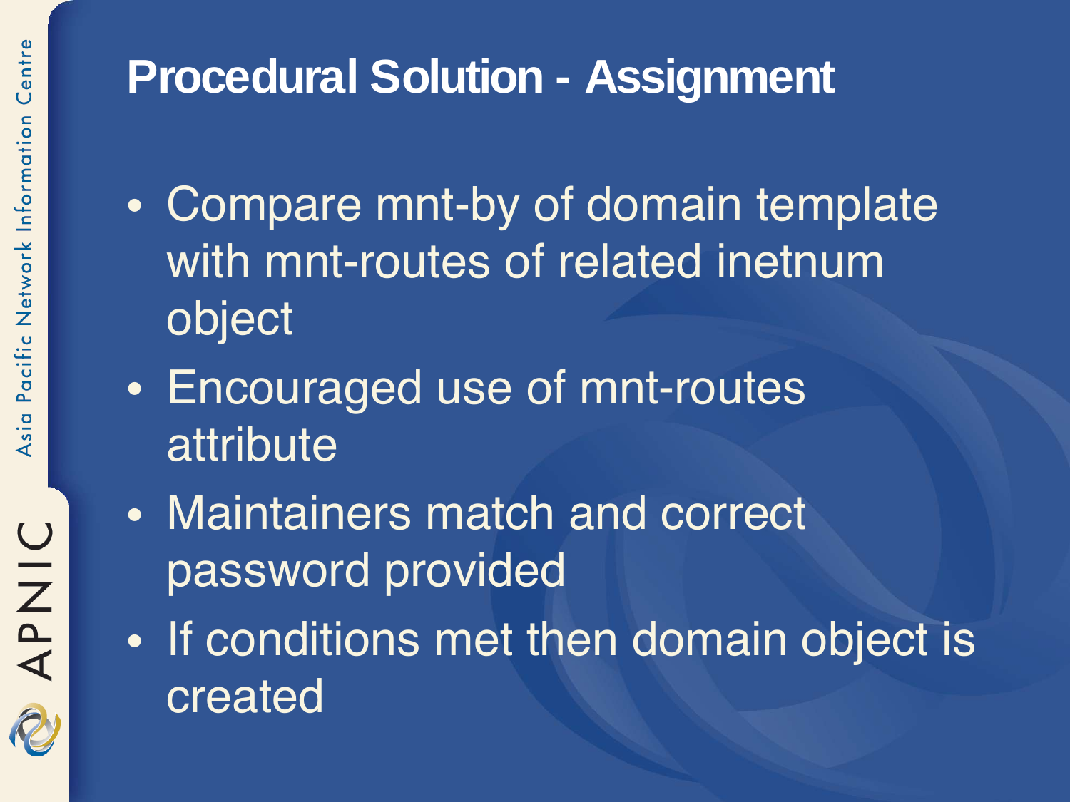# Procedural Solution - Assignment

- Compare mnt-by of domain template with mnt-routes of related inetnum object
- Encouraged use of mnt-routes attribute
- Maintainers match and correct password provided
- If conditions met then domain object is created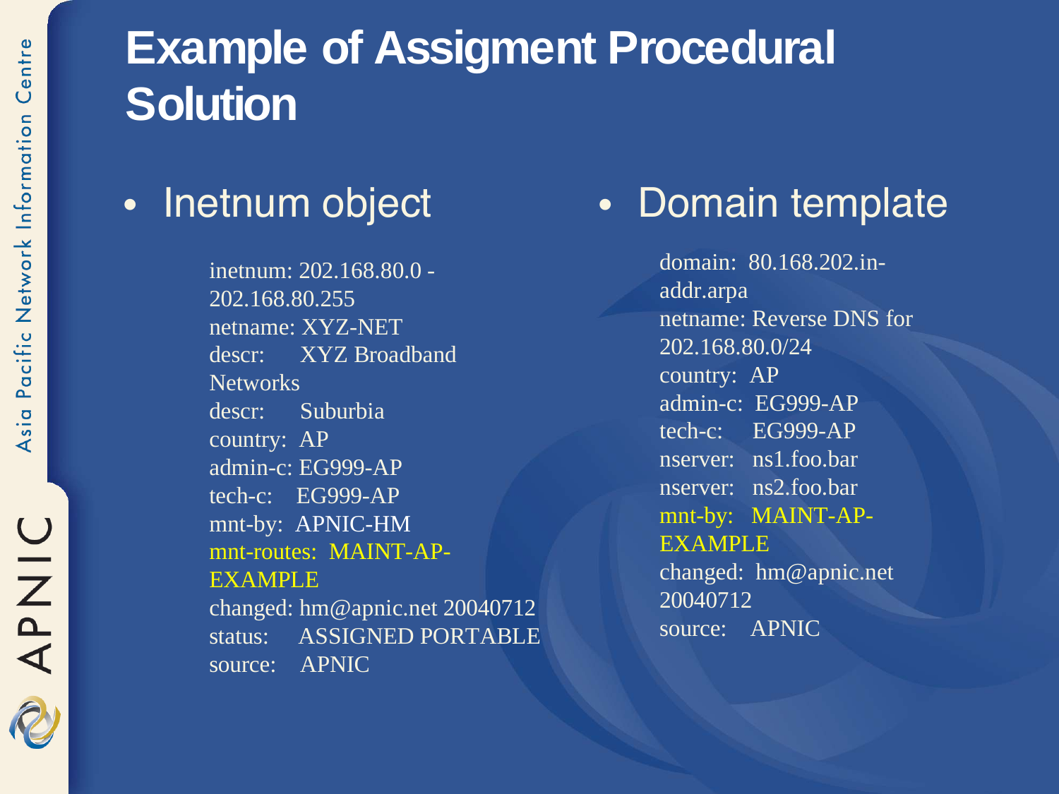# Example of Assigment Procedural Solution

- Inetnum object

```
inetnum: 202.168.80.0 - 202.168.80.255
netname: XYZ-NET
descr:     XYZ Broadband Networks
descr:     Suburbia
country:  AP
admin-c: EG999-AP
tech-c:    EG999-AP
mnt-by:  APNIC-HM
mnt-routes:  MAINT-AP-EXAMPLE
changed: hm@apnic.net 20040712
status:    ASSIGNED PORTABLE
source:    APNIC
```

- Domain template

```
domain:  80.168.202.in-addr.arpa
netname: Reverse DNS for 202.168.80.0/24
country:  AP
admin-c:  EG999-AP
tech-c:    EG999-AP
nserver:   ns1.foo.bar
nserver:   ns2.foo.bar
mnt-by:   MAINT-AP-EXAMPLE
changed:  hm@apnic.net 20040712
source:    APNIC
```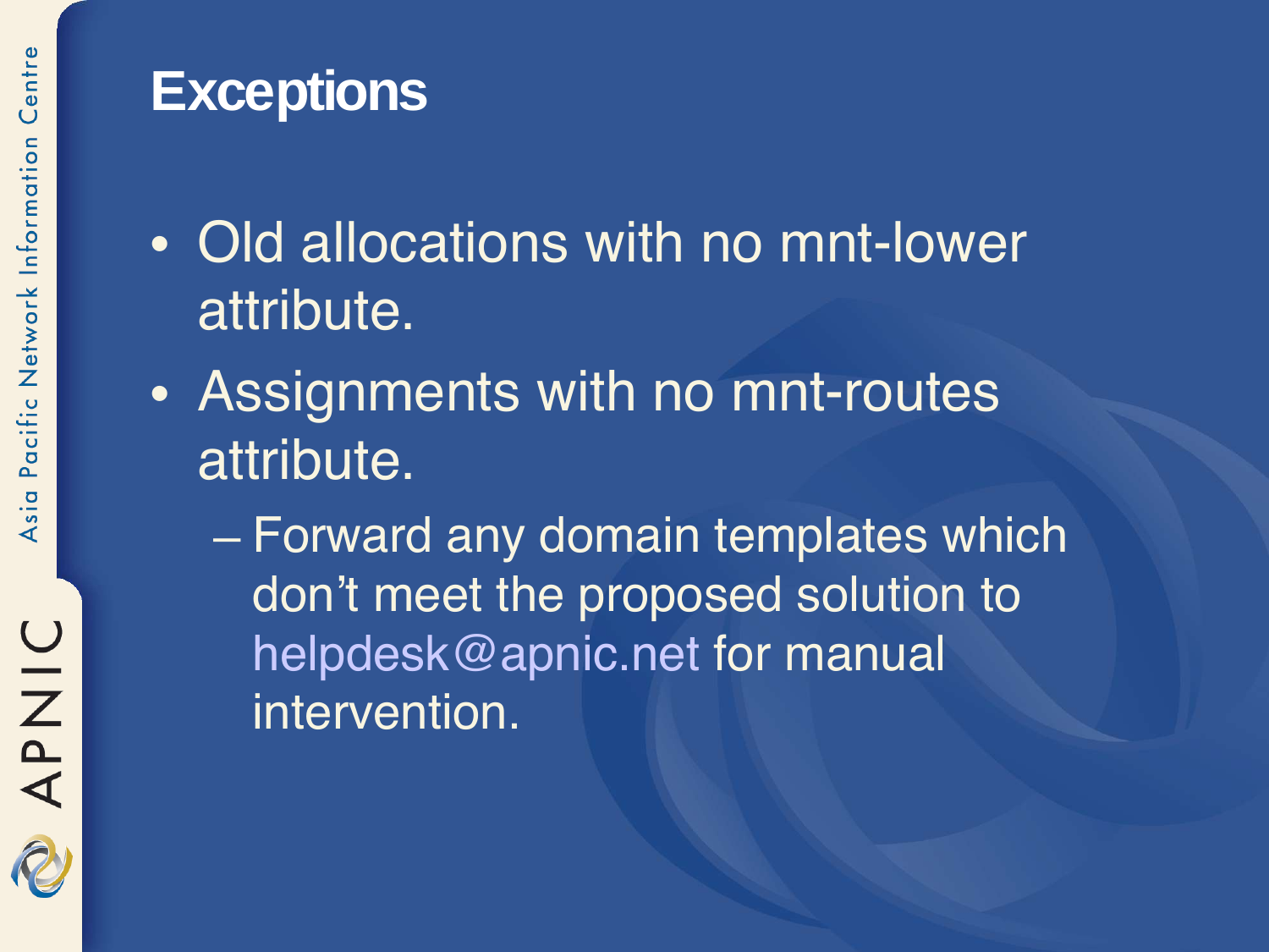# Exceptions

- Old allocations with no mnt-lower attribute.
- Assignments with no mnt-routes attribute.
  - Forward any domain templates which don't meet the proposed solution to helpdesk@apnic.net for manual intervention.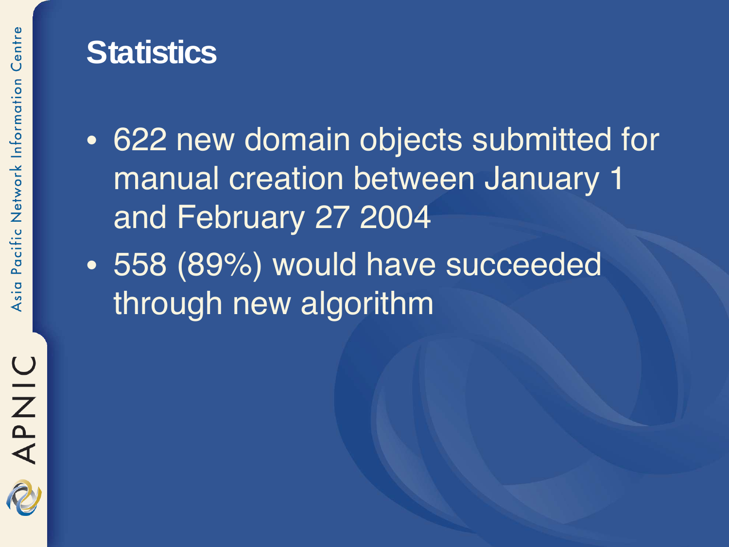# Statistics

- 622 new domain objects submitted for manual creation between January 1 and February 27 2004
- 558 (89%) would have succeeded through new algorithm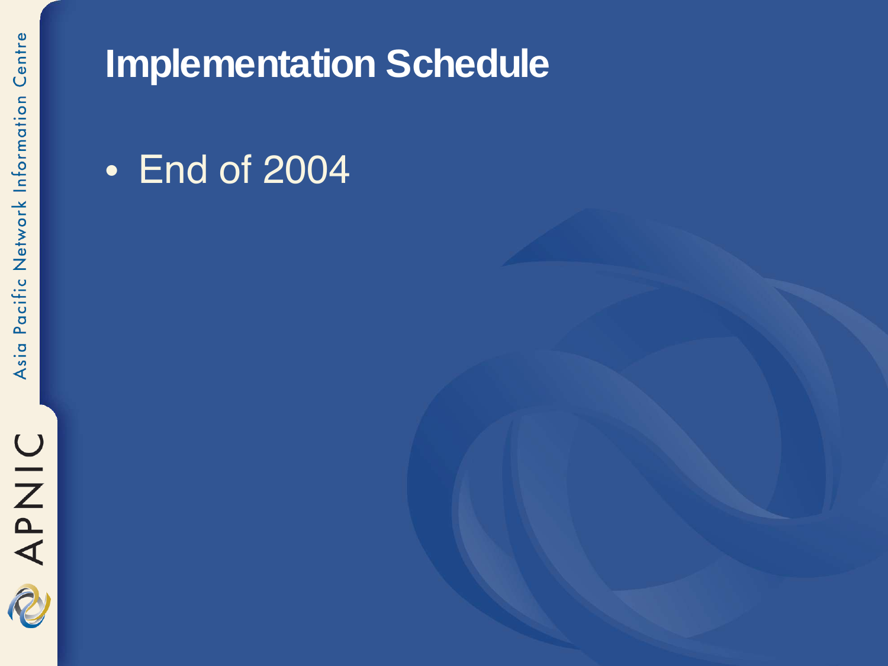# Implementation Schedule

- End of 2004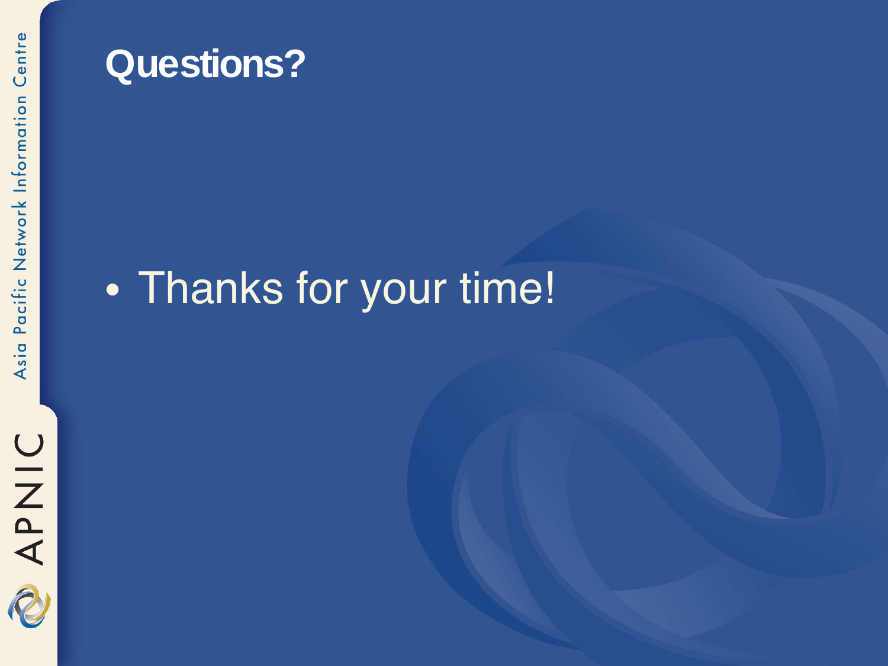# Questions?

- Thanks for your time!